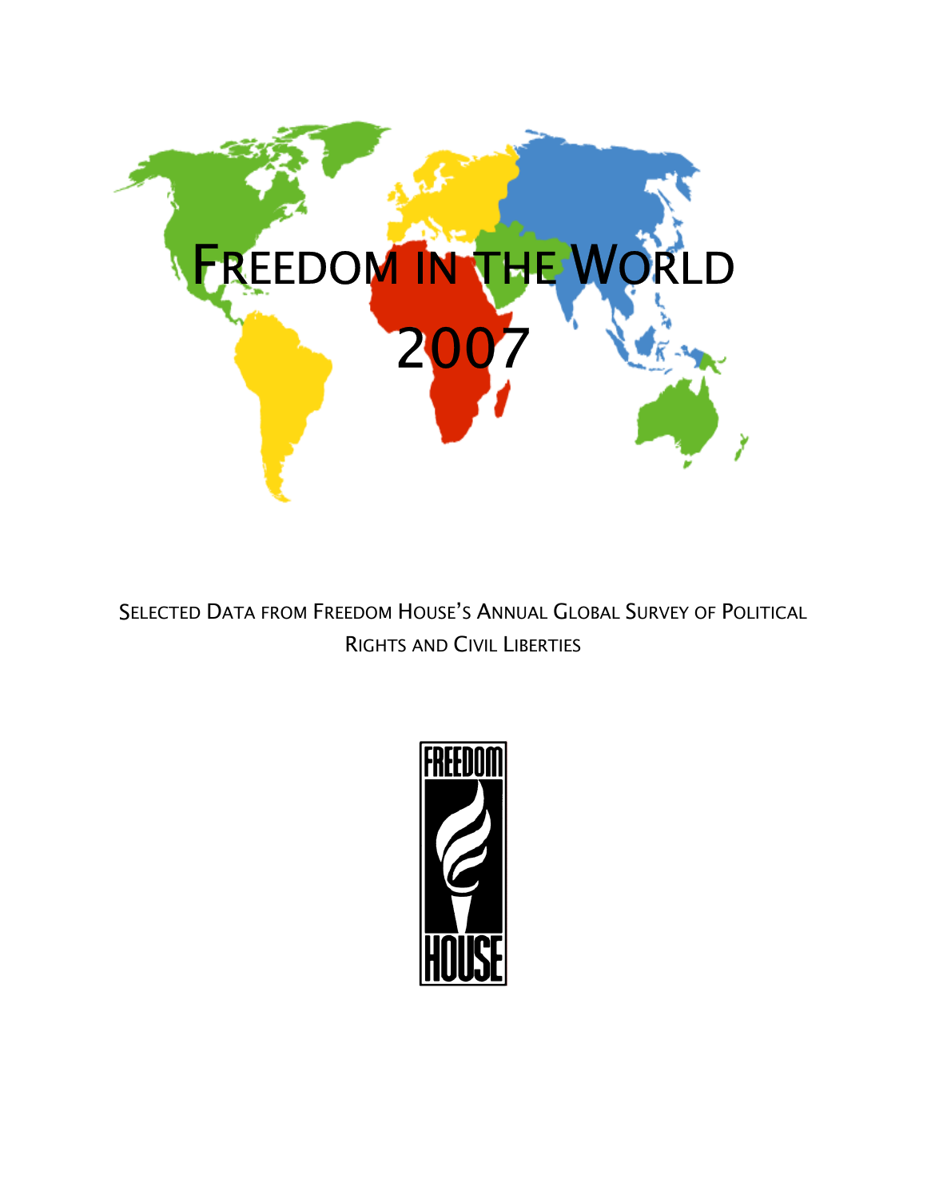# Freedom in the World 2007

Selected Data from Freedom House's Annual Global Survey of Political Rights and Civil Liberties

FREEDOM HOUSE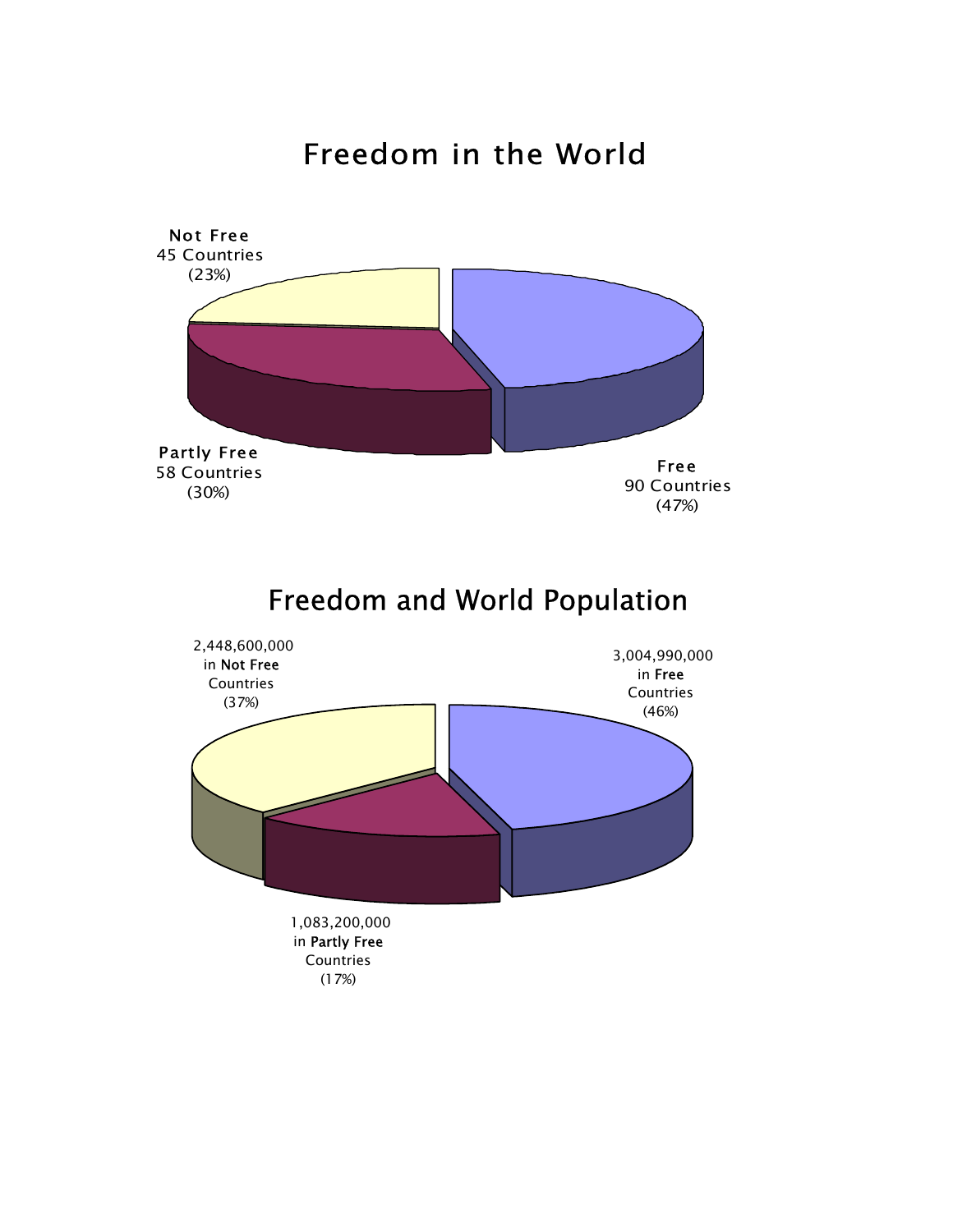## Freedom in the World

**Not Free**
45 Countries
(23%)

**Partly Free**
58 Countries
(30%)

**Free**
90 Countries
(47%)

## Freedom and World Population

2,448,600,000
in **Not Free**
Countries
(37%)

3,004,990,000
in **Free**
Countries
(46%)

1,083,200,000
in **Partly Free**
Countries
(17%)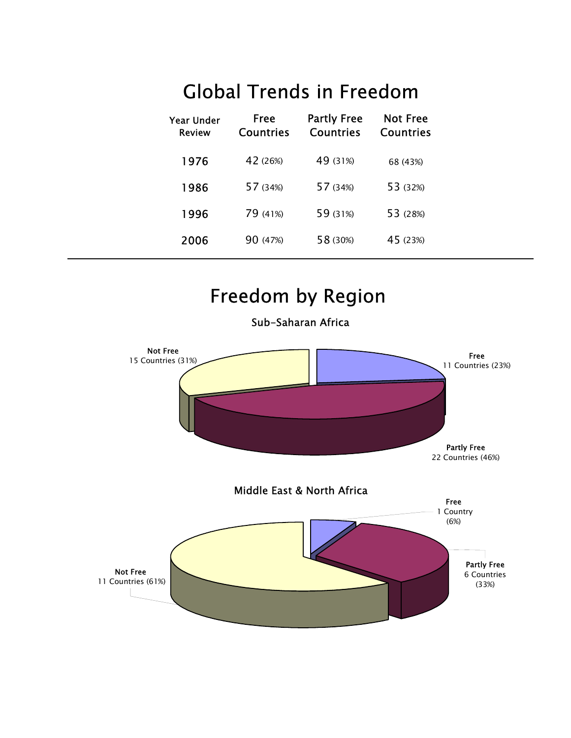# Global Trends in Freedom

| Year Under Review | Free Countries | Partly Free Countries | Not Free Countries |
|---|---|---|---|
| 1976 | 42 (26%) | 49 (31%) | 68 (43%) |
| 1986 | 57 (34%) | 57 (34%) | 53 (32%) |
| 1996 | 79 (41%) | 59 (31%) | 53 (28%) |
| 2006 | 90 (47%) | 58 (30%) | 45 (23%) |

# Freedom by Region

### Sub-Saharan Africa

**Free**
11 Countries (23%)

**Partly Free**
22 Countries (46%)

**Not Free**
15 Countries (31%)

### Middle East & North Africa

**Free**
1 Country (6%)

**Partly Free**
6 Countries (33%)

**Not Free**
11 Countries (61%)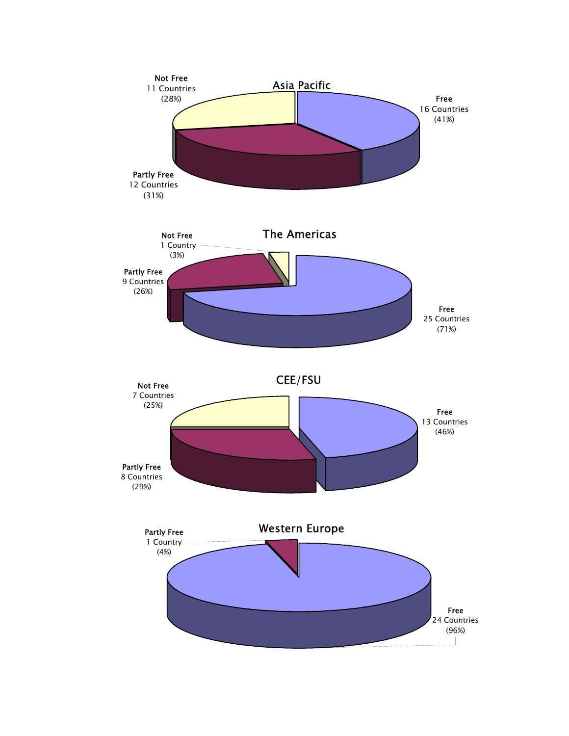## Asia Pacific

- Free: 16 Countries (41%)
- Partly Free: 12 Countries (31%)
- Not Free: 11 Countries (28%)

## The Americas

- Free: 25 Countries (71%)
- Partly Free: 9 Countries (26%)
- Not Free: 1 Country (3%)

## CEE/FSU

- Free: 13 Countries (46%)
- Partly Free: 8 Countries (29%)
- Not Free: 7 Countries (25%)

## Western Europe

- Free: 24 Countries (96%)
- Partly Free: 1 Country (4%)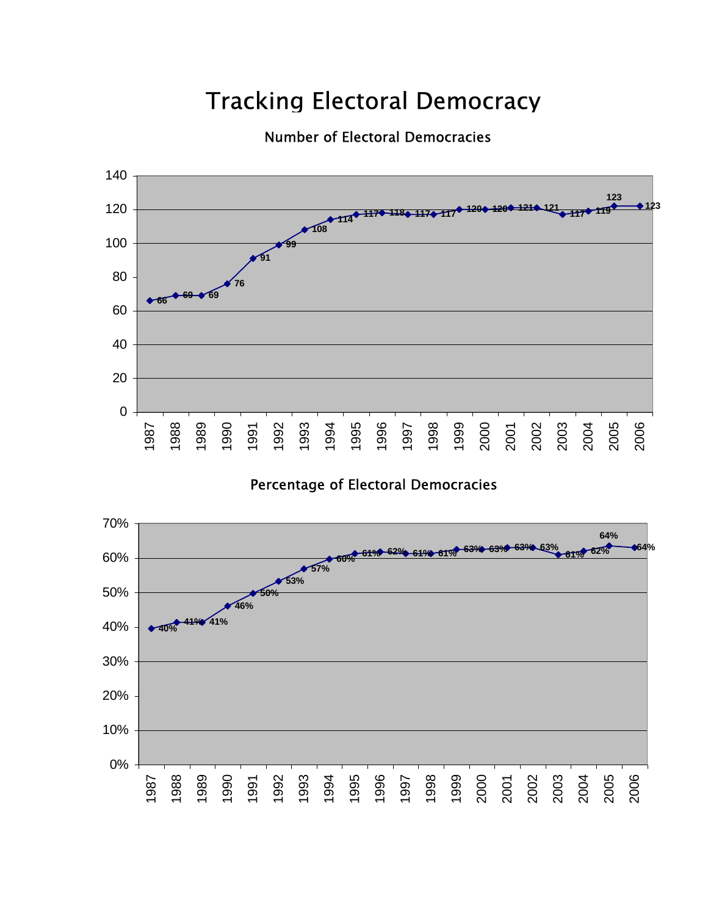# Tracking Electoral Democracy

## Number of Electoral Democracies

| Year | Number |
|---|---|
| 1987 | 66 |
| 1988 | 69 |
| 1989 | 69 |
| 1990 | 76 |
| 1991 | 91 |
| 1992 | 99 |
| 1993 | 108 |
| 1994 | 114 |
| 1995 | 117 |
| 1996 | 118 |
| 1997 | 117 |
| 1998 | 117 |
| 1999 | 120 |
| 2000 | 120 |
| 2001 | 121 |
| 2002 | 121 |
| 2003 | 117 |
| 2004 | 119 |
| 2005 | 123 |
| 2006 | 123 |

## Percentage of Electoral Democracies

| Year | Percentage |
|---|---|
| 1987 | 40% |
| 1988 | 41% |
| 1989 | 41% |
| 1990 | 46% |
| 1991 | 50% |
| 1992 | 53% |
| 1993 | 57% |
| 1994 | 60% |
| 1995 | 61% |
| 1996 | 62% |
| 1997 | 61% |
| 1998 | 61% |
| 1999 | 63% |
| 2000 | 63% |
| 2001 | 63% |
| 2002 | 63% |
| 2003 | 61% |
| 2004 | 62% |
| 2005 | 64% |
| 2006 | 64% |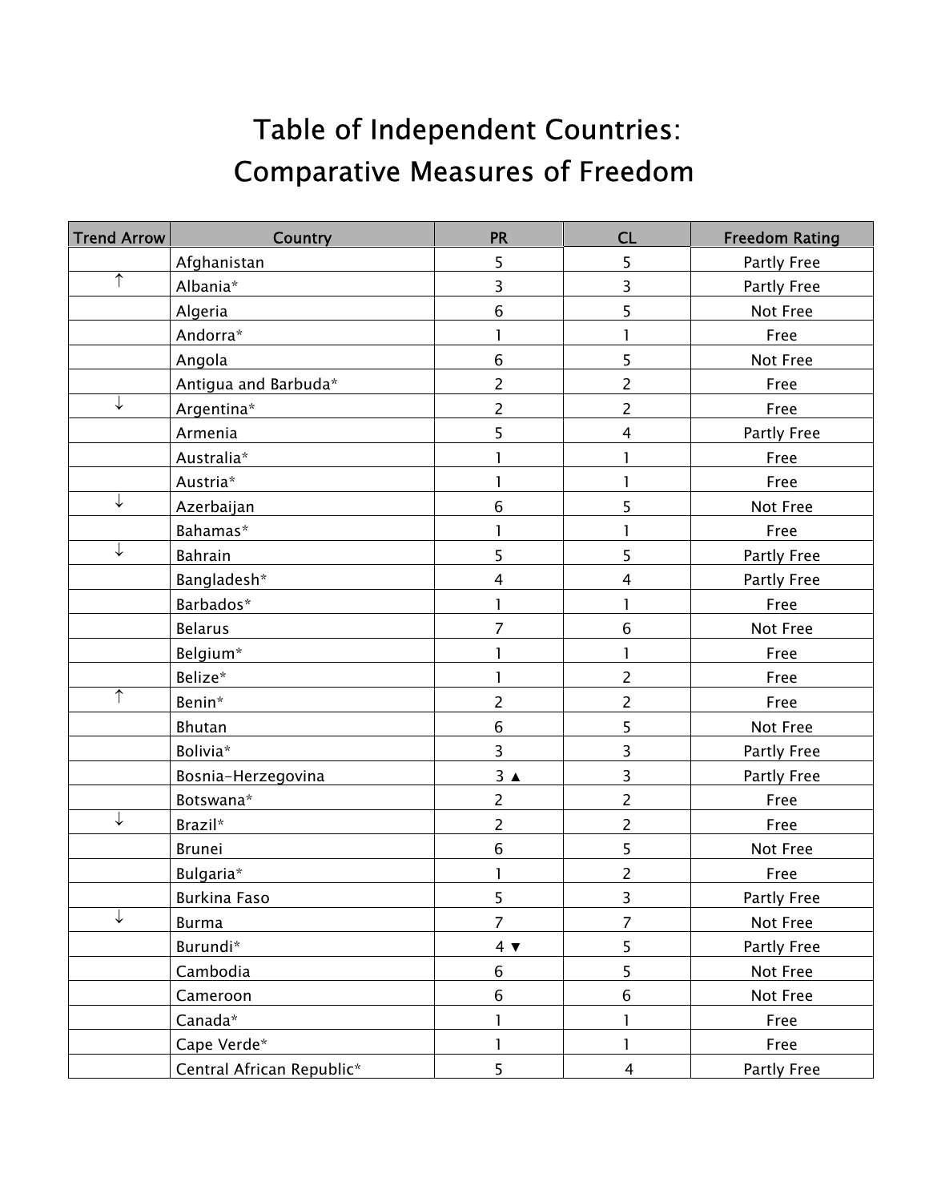# Table of Independent Countries: Comparative Measures of Freedom

| Trend Arrow | Country | PR | CL | Freedom Rating |
|---|---|---|---|---|
| | Afghanistan | 5 | 5 | Partly Free |
| ↑ | Albania* | 3 | 3 | Partly Free |
| | Algeria | 6 | 5 | Not Free |
| | Andorra* | 1 | 1 | Free |
| | Angola | 6 | 5 | Not Free |
| | Antigua and Barbuda* | 2 | 2 | Free |
| ↓ | Argentina* | 2 | 2 | Free |
| | Armenia | 5 | 4 | Partly Free |
| | Australia* | 1 | 1 | Free |
| | Austria* | 1 | 1 | Free |
| ↓ | Azerbaijan | 6 | 5 | Not Free |
| | Bahamas* | 1 | 1 | Free |
| ↓ | Bahrain | 5 | 5 | Partly Free |
| | Bangladesh* | 4 | 4 | Partly Free |
| | Barbados* | 1 | 1 | Free |
| | Belarus | 7 | 6 | Not Free |
| | Belgium* | 1 | 1 | Free |
| | Belize* | 1 | 2 | Free |
| ↑ | Benin* | 2 | 2 | Free |
| | Bhutan | 6 | 5 | Not Free |
| | Bolivia* | 3 | 3 | Partly Free |
| | Bosnia-Herzegovina | 3 ▲ | 3 | Partly Free |
| | Botswana* | 2 | 2 | Free |
| ↓ | Brazil* | 2 | 2 | Free |
| | Brunei | 6 | 5 | Not Free |
| | Bulgaria* | 1 | 2 | Free |
| | Burkina Faso | 5 | 3 | Partly Free |
| ↓ | Burma | 7 | 7 | Not Free |
| | Burundi* | 4 ▼ | 5 | Partly Free |
| | Cambodia | 6 | 5 | Not Free |
| | Cameroon | 6 | 6 | Not Free |
| | Canada* | 1 | 1 | Free |
| | Cape Verde* | 1 | 1 | Free |
| | Central African Republic* | 5 | 4 | Partly Free |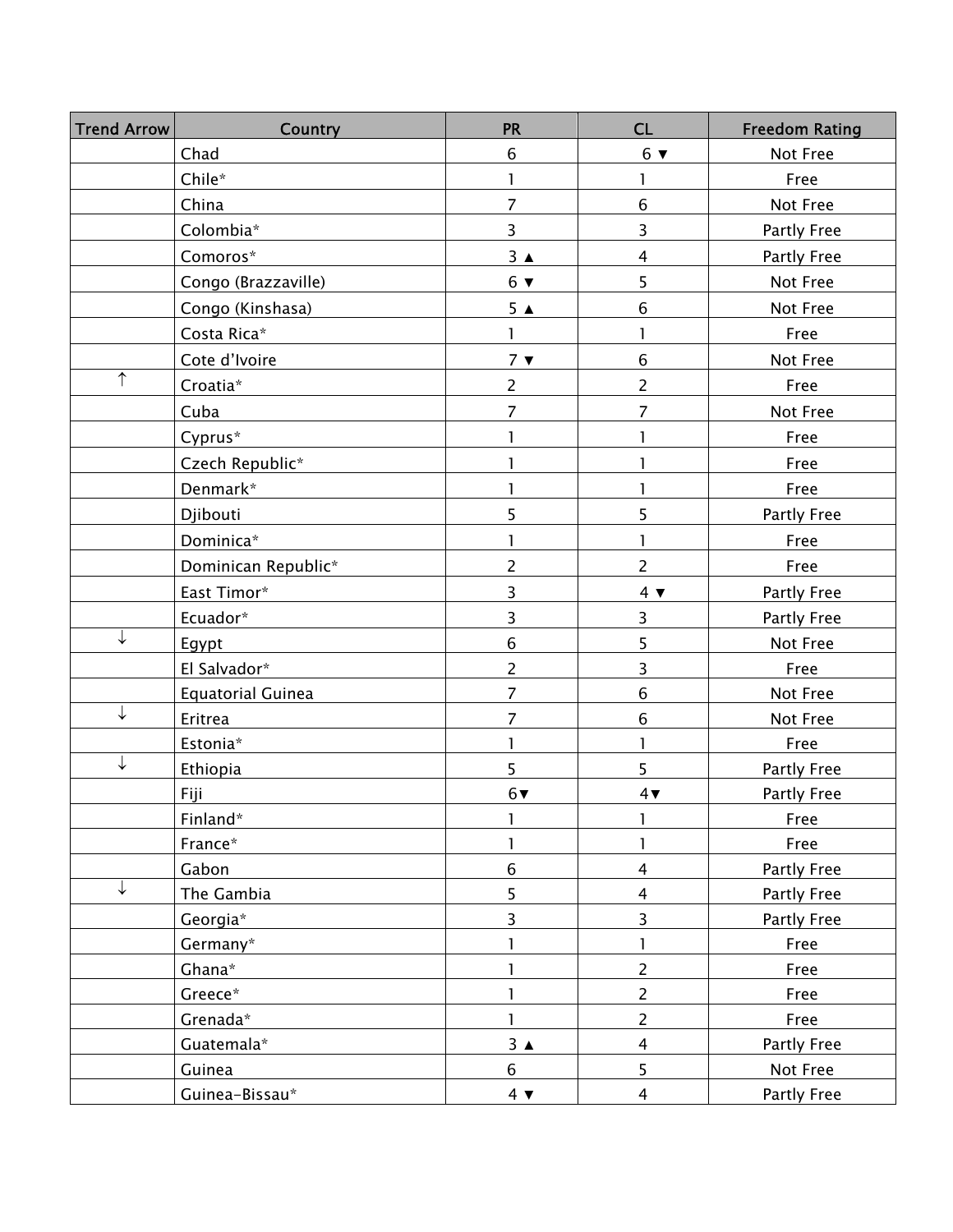| Trend Arrow | Country | PR | CL | Freedom Rating |
|---|---|---|---|---|
| | Chad | 6 | 6 ▼ | Not Free |
| | Chile* | 1 | 1 | Free |
| | China | 7 | 6 | Not Free |
| | Colombia* | 3 | 3 | Partly Free |
| | Comoros* | 3 ▲ | 4 | Partly Free |
| | Congo (Brazzaville) | 6 ▼ | 5 | Not Free |
| | Congo (Kinshasa) | 5 ▲ | 6 | Not Free |
| | Costa Rica* | 1 | 1 | Free |
| | Cote d'Ivoire | 7 ▼ | 6 | Not Free |
| ↑ | Croatia* | 2 | 2 | Free |
| | Cuba | 7 | 7 | Not Free |
| | Cyprus* | 1 | 1 | Free |
| | Czech Republic* | 1 | 1 | Free |
| | Denmark* | 1 | 1 | Free |
| | Djibouti | 5 | 5 | Partly Free |
| | Dominica* | 1 | 1 | Free |
| | Dominican Republic* | 2 | 2 | Free |
| | East Timor* | 3 | 4 ▼ | Partly Free |
| | Ecuador* | 3 | 3 | Partly Free |
| ↓ | Egypt | 6 | 5 | Not Free |
| | El Salvador* | 2 | 3 | Free |
| | Equatorial Guinea | 7 | 6 | Not Free |
| ↓ | Eritrea | 7 | 6 | Not Free |
| | Estonia* | 1 | 1 | Free |
| ↓ | Ethiopia | 5 | 5 | Partly Free |
| | Fiji | 6▼ | 4▼ | Partly Free |
| | Finland* | 1 | 1 | Free |
| | France* | 1 | 1 | Free |
| | Gabon | 6 | 4 | Partly Free |
| ↓ | The Gambia | 5 | 4 | Partly Free |
| | Georgia* | 3 | 3 | Partly Free |
| | Germany* | 1 | 1 | Free |
| | Ghana* | 1 | 2 | Free |
| | Greece* | 1 | 2 | Free |
| | Grenada* | 1 | 2 | Free |
| | Guatemala* | 3 ▲ | 4 | Partly Free |
| | Guinea | 6 | 5 | Not Free |
| | Guinea-Bissau* | 4 ▼ | 4 | Partly Free |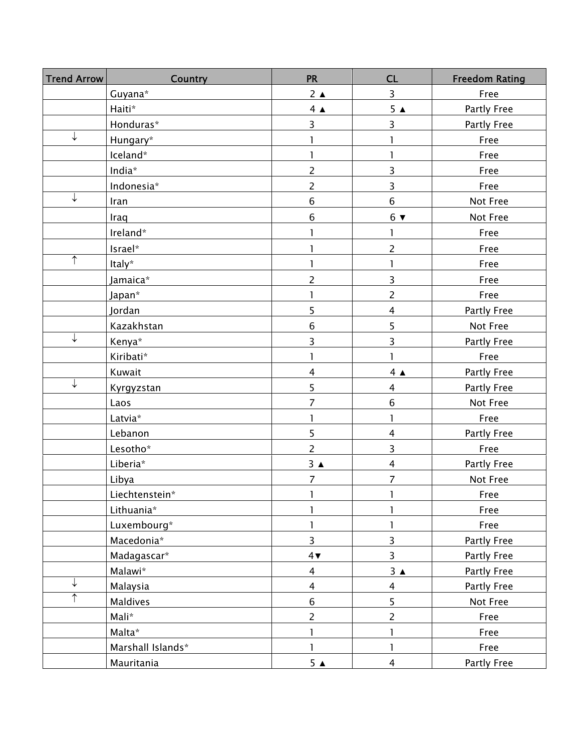| Trend Arrow | Country | PR | CL | Freedom Rating |
|---|---|---|---|---|
| | Guyana* | 2 ▲ | 3 | Free |
| | Haiti* | 4 ▲ | 5 ▲ | Partly Free |
| | Honduras* | 3 | 3 | Partly Free |
| ↓ | Hungary* | 1 | 1 | Free |
| | Iceland* | 1 | 1 | Free |
| | India* | 2 | 3 | Free |
| | Indonesia* | 2 | 3 | Free |
| ↓ | Iran | 6 | 6 | Not Free |
| | Iraq | 6 | 6 ▼ | Not Free |
| | Ireland* | 1 | 1 | Free |
| | Israel* | 1 | 2 | Free |
| ↑ | Italy* | 1 | 1 | Free |
| | Jamaica* | 2 | 3 | Free |
| | Japan* | 1 | 2 | Free |
| | Jordan | 5 | 4 | Partly Free |
| | Kazakhstan | 6 | 5 | Not Free |
| ↓ | Kenya* | 3 | 3 | Partly Free |
| | Kiribati* | 1 | 1 | Free |
| | Kuwait | 4 | 4 ▲ | Partly Free |
| ↓ | Kyrgyzstan | 5 | 4 | Partly Free |
| | Laos | 7 | 6 | Not Free |
| | Latvia* | 1 | 1 | Free |
| | Lebanon | 5 | 4 | Partly Free |
| | Lesotho* | 2 | 3 | Free |
| | Liberia* | 3 ▲ | 4 | Partly Free |
| | Libya | 7 | 7 | Not Free |
| | Liechtenstein* | 1 | 1 | Free |
| | Lithuania* | 1 | 1 | Free |
| | Luxembourg* | 1 | 1 | Free |
| | Macedonia* | 3 | 3 | Partly Free |
| | Madagascar* | 4▼ | 3 | Partly Free |
| | Malawi* | 4 | 3 ▲ | Partly Free |
| ↓ | Malaysia | 4 | 4 | Partly Free |
| ↑ | Maldives | 6 | 5 | Not Free |
| | Mali* | 2 | 2 | Free |
| | Malta* | 1 | 1 | Free |
| | Marshall Islands* | 1 | 1 | Free |
| | Mauritania | 5 ▲ | 4 | Partly Free |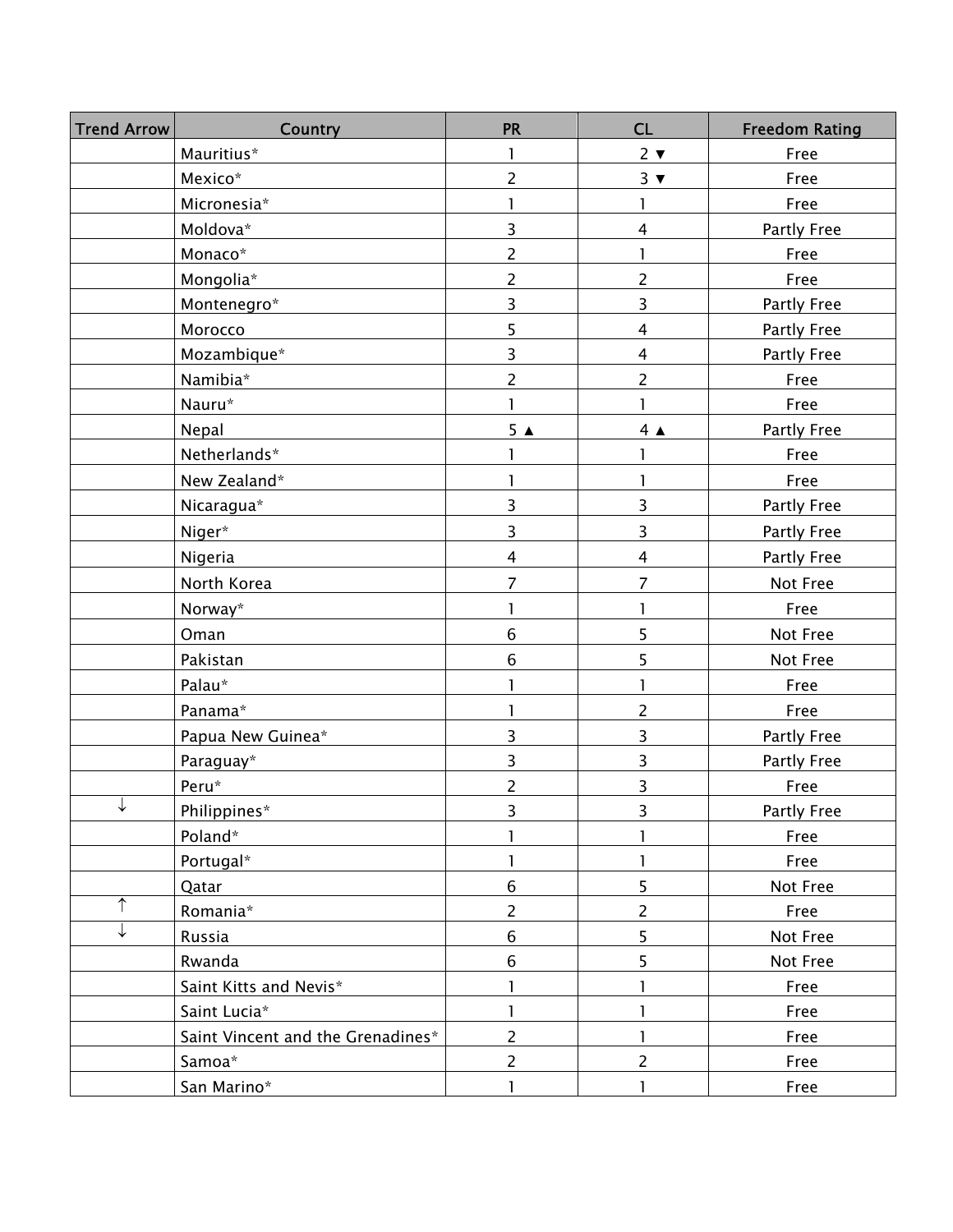| Trend Arrow | Country | PR | CL | Freedom Rating |
|---|---|---|---|---|
| | Mauritius* | 1 | 2 ▼ | Free |
| | Mexico* | 2 | 3 ▼ | Free |
| | Micronesia* | 1 | 1 | Free |
| | Moldova* | 3 | 4 | Partly Free |
| | Monaco* | 2 | 1 | Free |
| | Mongolia* | 2 | 2 | Free |
| | Montenegro* | 3 | 3 | Partly Free |
| | Morocco | 5 | 4 | Partly Free |
| | Mozambique* | 3 | 4 | Partly Free |
| | Namibia* | 2 | 2 | Free |
| | Nauru* | 1 | 1 | Free |
| | Nepal | 5 ▲ | 4 ▲ | Partly Free |
| | Netherlands* | 1 | 1 | Free |
| | New Zealand* | 1 | 1 | Free |
| | Nicaragua* | 3 | 3 | Partly Free |
| | Niger* | 3 | 3 | Partly Free |
| | Nigeria | 4 | 4 | Partly Free |
| | North Korea | 7 | 7 | Not Free |
| | Norway* | 1 | 1 | Free |
| | Oman | 6 | 5 | Not Free |
| | Pakistan | 6 | 5 | Not Free |
| | Palau* | 1 | 1 | Free |
| | Panama* | 1 | 2 | Free |
| | Papua New Guinea* | 3 | 3 | Partly Free |
| | Paraguay* | 3 | 3 | Partly Free |
| | Peru* | 2 | 3 | Free |
| ↓ | Philippines* | 3 | 3 | Partly Free |
| | Poland* | 1 | 1 | Free |
| | Portugal* | 1 | 1 | Free |
| | Qatar | 6 | 5 | Not Free |
| ↑ | Romania* | 2 | 2 | Free |
| ↓ | Russia | 6 | 5 | Not Free |
| | Rwanda | 6 | 5 | Not Free |
| | Saint Kitts and Nevis* | 1 | 1 | Free |
| | Saint Lucia* | 1 | 1 | Free |
| | Saint Vincent and the Grenadines* | 2 | 1 | Free |
| | Samoa* | 2 | 2 | Free |
| | San Marino* | 1 | 1 | Free |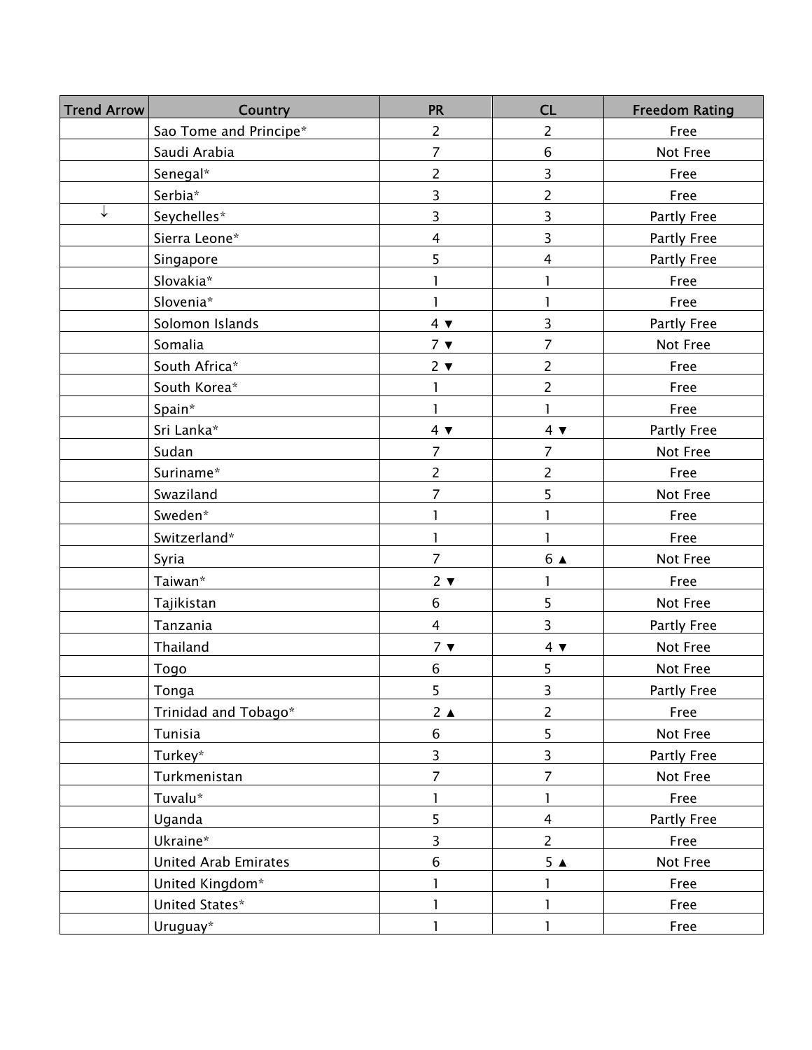| Trend Arrow | Country | PR | CL | Freedom Rating |
| --- | --- | --- | --- | --- |
| | Sao Tome and Principe* | 2 | 2 | Free |
| | Saudi Arabia | 7 | 6 | Not Free |
| | Senegal* | 2 | 3 | Free |
| | Serbia* | 3 | 2 | Free |
| ↓ | Seychelles* | 3 | 3 | Partly Free |
| | Sierra Leone* | 4 | 3 | Partly Free |
| | Singapore | 5 | 4 | Partly Free |
| | Slovakia* | 1 | 1 | Free |
| | Slovenia* | 1 | 1 | Free |
| | Solomon Islands | 4 ▼ | 3 | Partly Free |
| | Somalia | 7 ▼ | 7 | Not Free |
| | South Africa* | 2 ▼ | 2 | Free |
| | South Korea* | 1 | 2 | Free |
| | Spain* | 1 | 1 | Free |
| | Sri Lanka* | 4 ▼ | 4 ▼ | Partly Free |
| | Sudan | 7 | 7 | Not Free |
| | Suriname* | 2 | 2 | Free |
| | Swaziland | 7 | 5 | Not Free |
| | Sweden* | 1 | 1 | Free |
| | Switzerland* | 1 | 1 | Free |
| | Syria | 7 | 6 ▲ | Not Free |
| | Taiwan* | 2 ▼ | 1 | Free |
| | Tajikistan | 6 | 5 | Not Free |
| | Tanzania | 4 | 3 | Partly Free |
| | Thailand | 7 ▼ | 4 ▼ | Not Free |
| | Togo | 6 | 5 | Not Free |
| | Tonga | 5 | 3 | Partly Free |
| | Trinidad and Tobago* | 2 ▲ | 2 | Free |
| | Tunisia | 6 | 5 | Not Free |
| | Turkey* | 3 | 3 | Partly Free |
| | Turkmenistan | 7 | 7 | Not Free |
| | Tuvalu* | 1 | 1 | Free |
| | Uganda | 5 | 4 | Partly Free |
| | Ukraine* | 3 | 2 | Free |
| | United Arab Emirates | 6 | 5 ▲ | Not Free |
| | United Kingdom* | 1 | 1 | Free |
| | United States* | 1 | 1 | Free |
| | Uruguay* | 1 | 1 | Free |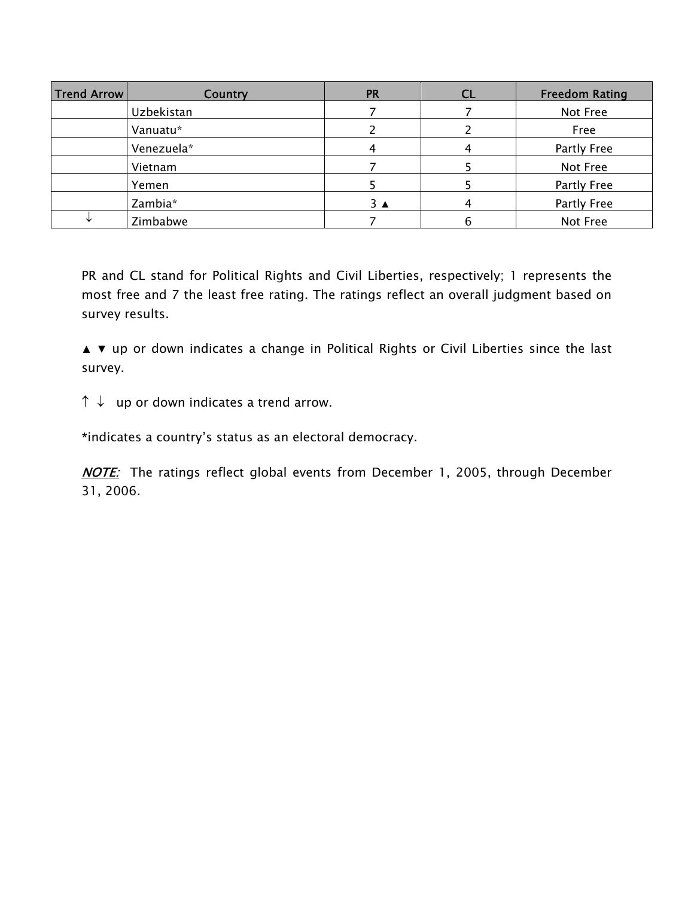| Trend Arrow | Country | PR | CL | Freedom Rating |
| --- | --- | --- | --- | --- |
| | Uzbekistan | 7 | 7 | Not Free |
| | Vanuatu* | 2 | 2 | Free |
| | Venezuela* | 4 | 4 | Partly Free |
| | Vietnam | 7 | 5 | Not Free |
| | Yemen | 5 | 5 | Partly Free |
| | Zambia* | 3 ▲ | 4 | Partly Free |
| ↓ | Zimbabwe | 7 | 6 | Not Free |

PR and CL stand for Political Rights and Civil Liberties, respectively; 1 represents the most free and 7 the least free rating. The ratings reflect an overall judgment based on survey results.

▲ ▼ up or down indicates a change in Political Rights or Civil Liberties since the last survey.

↑ ↓ up or down indicates a trend arrow.

*indicates a country's status as an electoral democracy.

***NOTE:*** The ratings reflect global events from December 1, 2005, through December 31, 2006.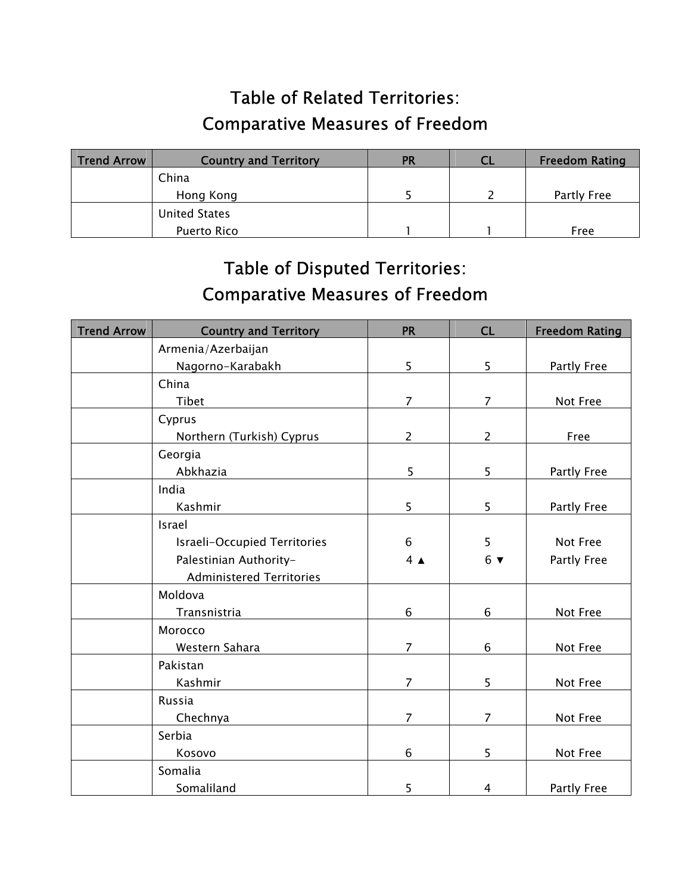# Table of Related Territories: Comparative Measures of Freedom

| Trend Arrow | Country and Territory | PR | CL | Freedom Rating |
|---|---|---|---|---|
| | China | | | |
| | Hong Kong | 5 | 2 | Partly Free |
| | United States | | | |
| | Puerto Rico | 1 | 1 | Free |

# Table of Disputed Territories: Comparative Measures of Freedom

| Trend Arrow | Country and Territory | PR | CL | Freedom Rating |
|---|---|---|---|---|
| | Armenia/Azerbaijan | | | |
| | Nagorno-Karabakh | 5 | 5 | Partly Free |
| | China | | | |
| | Tibet | 7 | 7 | Not Free |
| | Cyprus | | | |
| | Northern (Turkish) Cyprus | 2 | 2 | Free |
| | Georgia | | | |
| | Abkhazia | 5 | 5 | Partly Free |
| | India | | | |
| | Kashmir | 5 | 5 | Partly Free |
| | Israel | | | |
| | Israeli-Occupied Territories | 6 | 5 | Not Free |
| | Palestinian Authority-Administered Territories | 4 ▲ | 6 ▼ | Partly Free |
| | Moldova | | | |
| | Transnistria | 6 | 6 | Not Free |
| | Morocco | | | |
| | Western Sahara | 7 | 6 | Not Free |
| | Pakistan | | | |
| | Kashmir | 7 | 5 | Not Free |
| | Russia | | | |
| | Chechnya | 7 | 7 | Not Free |
| | Serbia | | | |
| | Kosovo | 6 | 5 | Not Free |
| | Somalia | | | |
| | Somaliland | 5 | 4 | Partly Free |